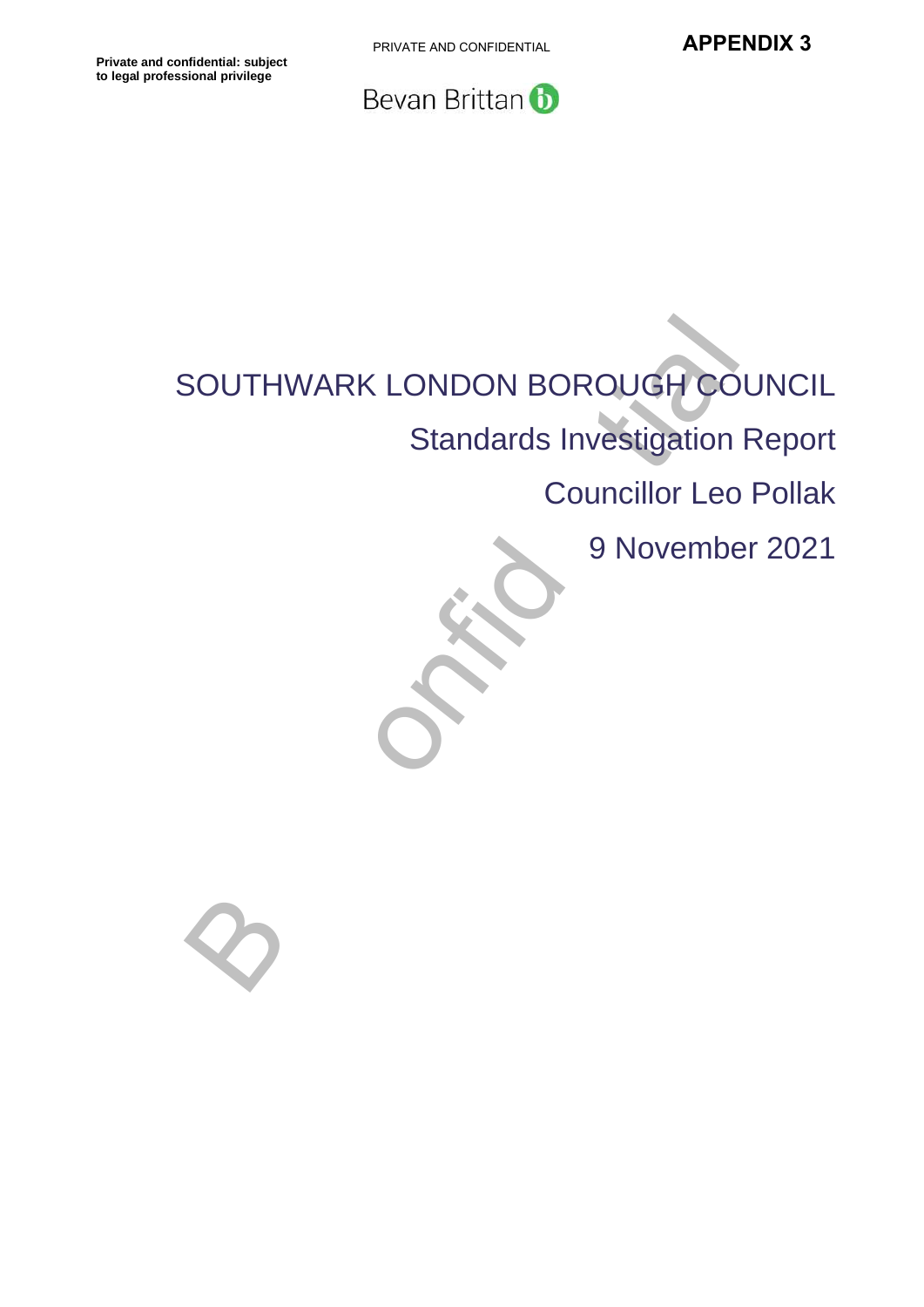**Private and confidential: subject to legal professional privilege**

PRIVATE AND CONFIDENTIAL

**APPENDIX 3**

Bevan Brittan

# SOUTHWARK LONDON BOROUGH COUNCIL

## Standards Investigation Report

## Councillor Leo Pollak

## 9 November 2021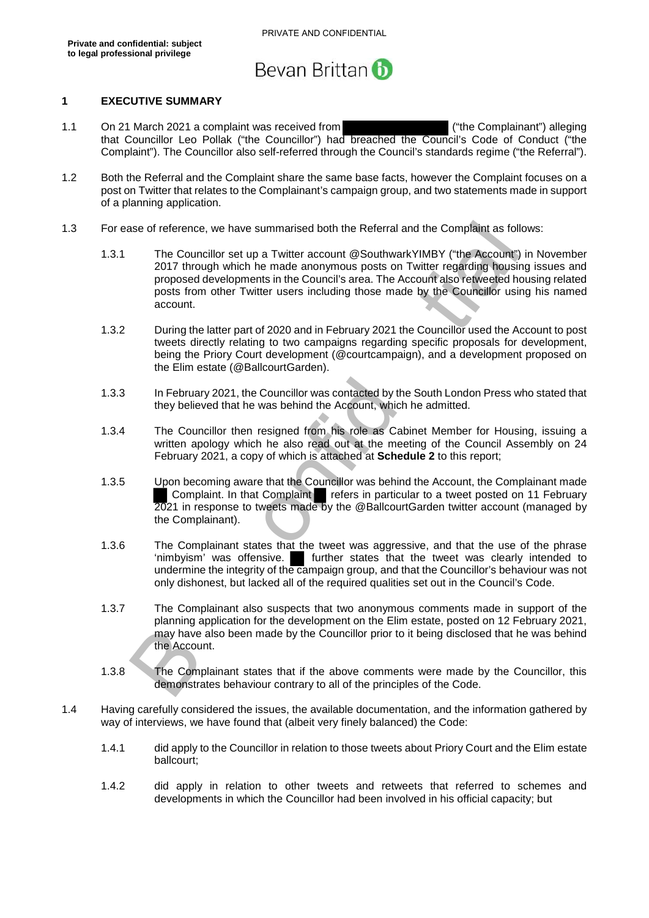**Private and confidential: subject to legal professional privilege**

## 1 EXECUTIVE SUMMARY

1.1 On 21 March 2021 a complaint was received from ("the Complainant") alleging that Councillor Leo Pollak ("the Councillor") had breached the Council's Code of Conduct ("the Complaint"). The Councillor also self-referred through the Council's standards regime ("the Referral").

1.2 Both the Referral and the Complaint share the same base facts, however the Complaint focuses on a post on Twitter that relates to the Complainant's campaign group, and two statements made in support of a planning application.

1.3 For ease of reference, we have summarised both the Referral and the Complaint as follows:

1.3.1 The Councillor set up a Twitter account @SouthwarkYIMBY ("the Account") in November 2017 through which he made anonymous posts on Twitter regarding housing issues and proposed developments in the Council's area. The Account also retweeted housing related posts from other Twitter users including those made by the Councillor using his named account.

1.3.2 During the latter part of 2020 and in February 2021 the Councillor used the Account to post tweets directly relating to two campaigns regarding specific proposals for development, being the Priory Court development (@courtcampaign), and a development proposed on the Elim estate (@BallcourtGarden).

1.3.3 In February 2021, the Councillor was contacted by the South London Press who stated that they believed that he was behind the Account, which he admitted.

1.3.4 The Councillor then resigned from his role as Cabinet Member for Housing, issuing a written apology which he also read out at the meeting of the Council Assembly on 24 February 2021, a copy of which is attached at **Schedule 2** to this report;

1.3.5 Upon becoming aware that the Councillor was behind the Account, the Complainant made Complaint. In that Complaint refers in particular to a tweet posted on 11 February 2021 in response to tweets made by the @BallcourtGarden twitter account (managed by the Complainant).

1.3.6 The Complainant states that the tweet was aggressive, and that the use of the phrase 'nimbyism' was offensive. further states that the tweet was clearly intended to undermine the integrity of the campaign group, and that the Councillor's behaviour was not only dishonest, but lacked all of the required qualities set out in the Council's Code.

1.3.7 The Complainant also suspects that two anonymous comments made in support of the planning application for the development on the Elim estate, posted on 12 February 2021, may have also been made by the Councillor prior to it being disclosed that he was behind the Account.

1.3.8 The Complainant states that if the above comments were made by the Councillor, this demonstrates behaviour contrary to all of the principles of the Code.

1.4 Having carefully considered the issues, the available documentation, and the information gathered by way of interviews, we have found that (albeit very finely balanced) the Code:

1.4.1 did apply to the Councillor in relation to those tweets about Priory Court and the Elim estate ballcourt;

1.4.2 did apply in relation to other tweets and retweets that referred to schemes and developments in which the Councillor had been involved in his official capacity; but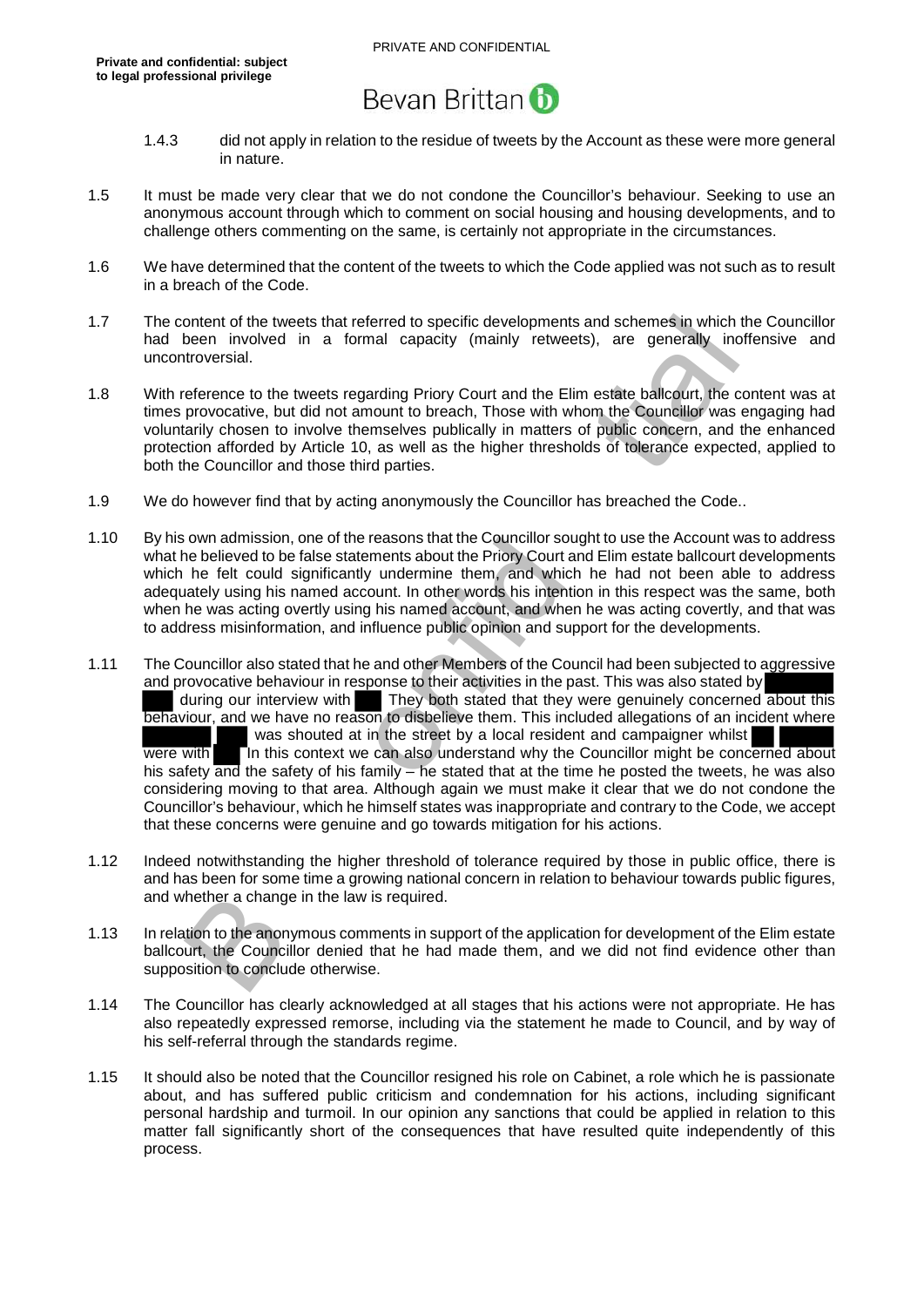1.4.3 did not apply in relation to the residue of tweets by the Account as these were more general in nature.

1.5 It must be made very clear that we do not condone the Councillor's behaviour. Seeking to use an anonymous account through which to comment on social housing and housing developments, and to challenge others commenting on the same, is certainly not appropriate in the circumstances.

1.6 We have determined that the content of the tweets to which the Code applied was not such as to result in a breach of the Code.

1.7 The content of the tweets that referred to specific developments and schemes in which the Councillor had been involved in a formal capacity (mainly retweets), are generally inoffensive and uncontroversial.

1.8 With reference to the tweets regarding Priory Court and the Elim estate ballcourt, the content was at times provocative, but did not amount to breach, Those with whom the Councillor was engaging had voluntarily chosen to involve themselves publically in matters of public concern, and the enhanced protection afforded by Article 10, as well as the higher thresholds of tolerance expected, applied to both the Councillor and those third parties.

1.9 We do however find that by acting anonymously the Councillor has breached the Code..

1.10 By his own admission, one of the reasons that the Councillor sought to use the Account was to address what he believed to be false statements about the Priory Court and Elim estate ballcourt developments which he felt could significantly undermine them, and which he had not been able to address adequately using his named account. In other words his intention in this respect was the same, both when he was acting overtly using his named account, and when he was acting covertly, and that was to address misinformation, and influence public opinion and support for the developments.

1.11 The Councillor also stated that he and other Members of the Council had been subjected to aggressive and provocative behaviour in response to their activities in the past. This was also stated by [REDACTED] during our interview with [REDACTED] They both stated that they were genuinely concerned about this behaviour, and we have no reason to disbelieve them. This included allegations of an incident where [REDACTED] was shouted at in the street by a local resident and campaigner whilst [REDACTED] were with [REDACTED] In this context we can also understand why the Councillor might be concerned about his safety and the safety of his family – he stated that at the time he posted the tweets, he was also considering moving to that area. Although again we must make it clear that we do not condone the Councillor's behaviour, which he himself states was inappropriate and contrary to the Code, we accept that these concerns were genuine and go towards mitigation for his actions.

1.12 Indeed notwithstanding the higher threshold of tolerance required by those in public office, there is and has been for some time a growing national concern in relation to behaviour towards public figures, and whether a change in the law is required.

1.13 In relation to the anonymous comments in support of the application for development of the Elim estate ballcourt, the Councillor denied that he had made them, and we did not find evidence other than supposition to conclude otherwise.

1.14 The Councillor has clearly acknowledged at all stages that his actions were not appropriate. He has also repeatedly expressed remorse, including via the statement he made to Council, and by way of his self-referral through the standards regime.

1.15 It should also be noted that the Councillor resigned his role on Cabinet, a role which he is passionate about, and has suffered public criticism and condemnation for his actions, including significant personal hardship and turmoil. In our opinion any sanctions that could be applied in relation to this matter fall significantly short of the consequences that have resulted quite independently of this process.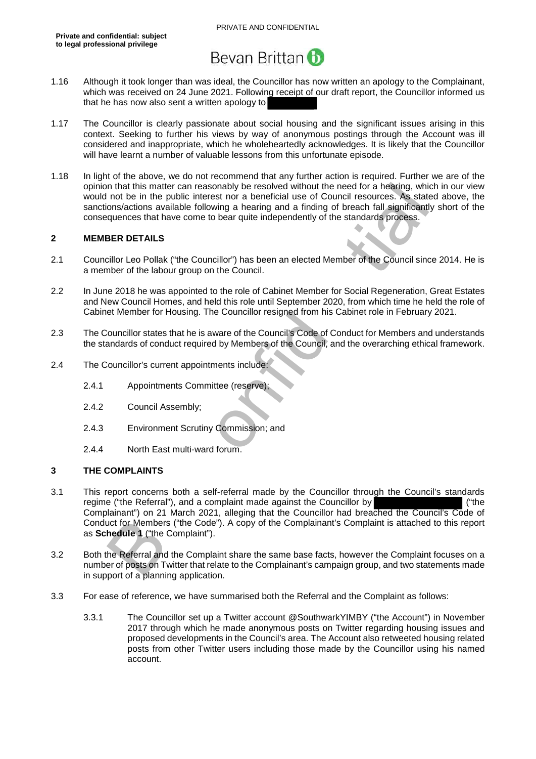1.16 Although it took longer than was ideal, the Councillor has now written an apology to the Complainant, which was received on 24 June 2021. Following receipt of our draft report, the Councillor informed us that he has now also sent a written apology to [REDACTED]

1.17 The Councillor is clearly passionate about social housing and the significant issues arising in this context. Seeking to further his views by way of anonymous postings through the Account was ill considered and inappropriate, which he wholeheartedly acknowledges. It is likely that the Councillor will have learnt a number of valuable lessons from this unfortunate episode.

1.18 In light of the above, we do not recommend that any further action is required. Further we are of the opinion that this matter can reasonably be resolved without the need for a hearing, which in our view would not be in the public interest nor a beneficial use of Council resources. As stated above, the sanctions/actions available following a hearing and a finding of breach fall significantly short of the consequences that have come to bear quite independently of the standards process.

## 2 MEMBER DETAILS

2.1 Councillor Leo Pollak ("the Councillor") has been an elected Member of the Council since 2014. He is a member of the labour group on the Council.

2.2 In June 2018 he was appointed to the role of Cabinet Member for Social Regeneration, Great Estates and New Council Homes, and held this role until September 2020, from which time he held the role of Cabinet Member for Housing. The Councillor resigned from his Cabinet role in February 2021.

2.3 The Councillor states that he is aware of the Council's Code of Conduct for Members and understands the standards of conduct required by Members of the Council, and the overarching ethical framework.

2.4 The Councillor's current appointments include:

2.4.1 Appointments Committee (reserve);

2.4.2 Council Assembly;

2.4.3 Environment Scrutiny Commission; and

2.4.4 North East multi-ward forum.

## 3 THE COMPLAINTS

3.1 This report concerns both a self-referral made by the Councillor through the Council's standards regime ("the Referral"), and a complaint made against the Councillor by [REDACTED] ("the Complainant") on 21 March 2021, alleging that the Councillor had breached the Council's Code of Conduct for Members ("the Code"). A copy of the Complainant's Complaint is attached to this report as **Schedule 1** ("the Complaint").

3.2 Both the Referral and the Complaint share the same base facts, however the Complaint focuses on a number of posts on Twitter that relate to the Complainant's campaign group, and two statements made in support of a planning application.

3.3 For ease of reference, we have summarised both the Referral and the Complaint as follows:

3.3.1 The Councillor set up a Twitter account @SouthwarkYIMBY ("the Account") in November 2017 through which he made anonymous posts on Twitter regarding housing issues and proposed developments in the Council's area. The Account also retweeted housing related posts from other Twitter users including those made by the Councillor using his named account.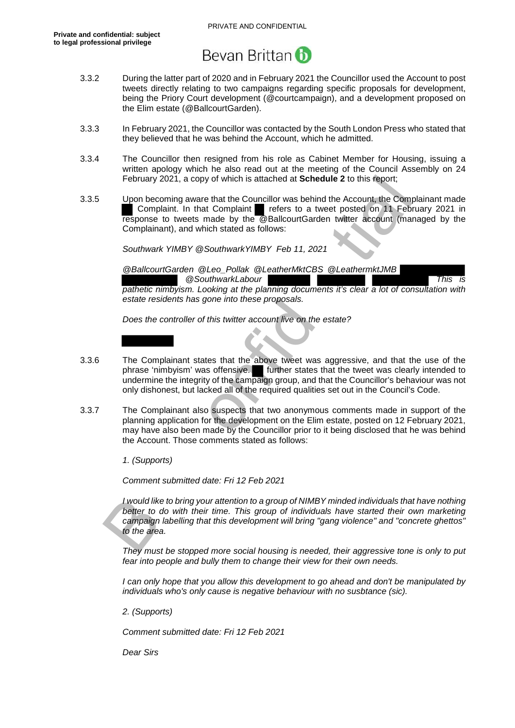3.3.2 During the latter part of 2020 and in February 2021 the Councillor used the Account to post tweets directly relating to two campaigns regarding specific proposals for development, being the Priory Court development (@courtcampaign), and a development proposed on the Elim estate (@BallcourtGarden).

3.3.3 In February 2021, the Councillor was contacted by the South London Press who stated that they believed that he was behind the Account, which he admitted.

3.3.4 The Councillor then resigned from his role as Cabinet Member for Housing, issuing a written apology which he also read out at the meeting of the Council Assembly on 24 February 2021, a copy of which is attached at **Schedule 2** to this report;

3.3.5 Upon becoming aware that the Councillor was behind the Account, the Complainant made ██ Complaint. In that Complaint ██ refers to a tweet posted on 11 February 2021 in response to tweets made by the @BallcourtGarden twitter account (managed by the Complainant), and which stated as follows:

*Southwark YIMBY @SouthwarkYIMBY Feb 11, 2021*

*@BallcourtGarden @Leo_Pollak @LeatherMktCBS @LeathermktJMB ██████ ██████ @SouthwarkLabour ██████ ██████ ██████ This is pathetic nimbyism. Looking at the planning documents it's clear a lot of consultation with estate residents has gone into these proposals.*

*Does the controller of this twitter account live on the estate?*

██████

3.3.6 The Complainant states that the above tweet was aggressive, and that the use of the phrase 'nimbyism' was offensive. ██ further states that the tweet was clearly intended to undermine the integrity of the campaign group, and that the Councillor's behaviour was not only dishonest, but lacked all of the required qualities set out in the Council's Code.

3.3.7 The Complainant also suspects that two anonymous comments made in support of the planning application for the development on the Elim estate, posted on 12 February 2021, may have also been made by the Councillor prior to it being disclosed that he was behind the Account. Those comments stated as follows:

*1. (Supports)*

*Comment submitted date: Fri 12 Feb 2021*

*I would like to bring your attention to a group of NIMBY minded individuals that have nothing better to do with their time. This group of individuals have started their own marketing campaign labelling that this development will bring "gang violence" and "concrete ghettos" to the area.*

*They must be stopped more social housing is needed, their aggressive tone is only to put fear into people and bully them to change their view for their own needs.*

*I can only hope that you allow this development to go ahead and don't be manipulated by individuals who's only cause is negative behaviour with no susbtance (sic).*

*2. (Supports)*

*Comment submitted date: Fri 12 Feb 2021*

*Dear Sirs*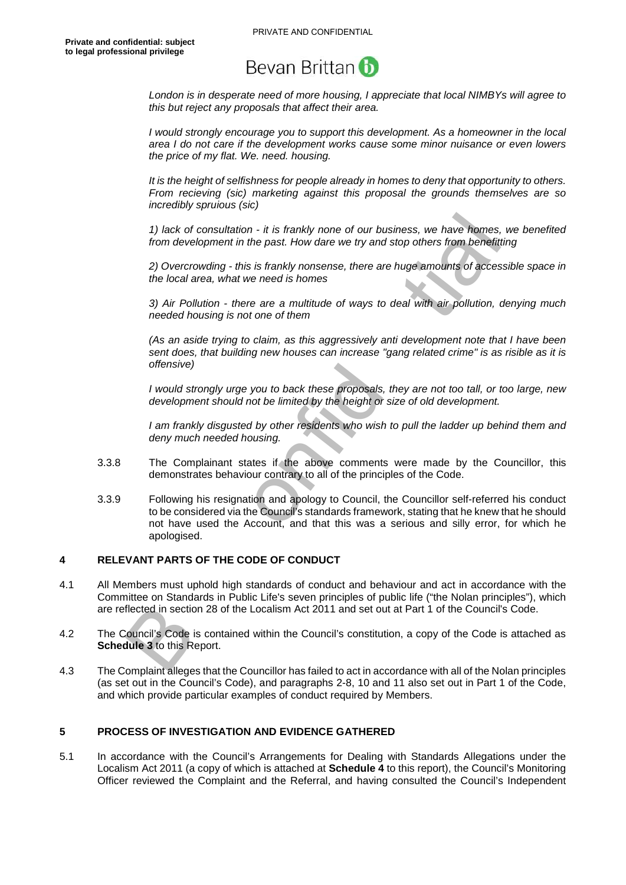*London is in desperate need of more housing, I appreciate that local NIMBYs will agree to this but reject any proposals that affect their area.*

*I would strongly encourage you to support this development. As a homeowner in the local area I do not care if the development works cause some minor nuisance or even lowers the price of my flat. We. need. housing.*

*It is the height of selfishness for people already in homes to deny that opportunity to others. From recieving (sic) marketing against this proposal the grounds themselves are so incredibly spruious (sic)*

*1) lack of consultation - it is frankly none of our business, we have homes, we benefited from development in the past. How dare we try and stop others from benefitting*

*2) Overcrowding - this is frankly nonsense, there are huge amounts of accessible space in the local area, what we need is homes*

*3) Air Pollution - there are a multitude of ways to deal with air pollution, denying much needed housing is not one of them*

*(As an aside trying to claim, as this aggressively anti development note that I have been sent does, that building new houses can increase "gang related crime" is as risible as it is offensive)*

*I would strongly urge you to back these proposals, they are not too tall, or too large, new development should not be limited by the height or size of old development.*

*I am frankly disgusted by other residents who wish to pull the ladder up behind them and deny much needed housing.*

3.3.8 The Complainant states if the above comments were made by the Councillor, this demonstrates behaviour contrary to all of the principles of the Code.

3.3.9 Following his resignation and apology to Council, the Councillor self-referred his conduct to be considered via the Council's standards framework, stating that he knew that he should not have used the Account, and that this was a serious and silly error, for which he apologised.

## 4 RELEVANT PARTS OF THE CODE OF CONDUCT

4.1 All Members must uphold high standards of conduct and behaviour and act in accordance with the Committee on Standards in Public Life's seven principles of public life ("the Nolan principles"), which are reflected in section 28 of the Localism Act 2011 and set out at Part 1 of the Council's Code.

4.2 The Council's Code is contained within the Council's constitution, a copy of the Code is attached as **Schedule 3** to this Report.

4.3 The Complaint alleges that the Councillor has failed to act in accordance with all of the Nolan principles (as set out in the Council's Code), and paragraphs 2-8, 10 and 11 also set out in Part 1 of the Code, and which provide particular examples of conduct required by Members.

## 5 PROCESS OF INVESTIGATION AND EVIDENCE GATHERED

5.1 In accordance with the Council's Arrangements for Dealing with Standards Allegations under the Localism Act 2011 (a copy of which is attached at **Schedule 4** to this report), the Council's Monitoring Officer reviewed the Complaint and the Referral, and having consulted the Council's Independent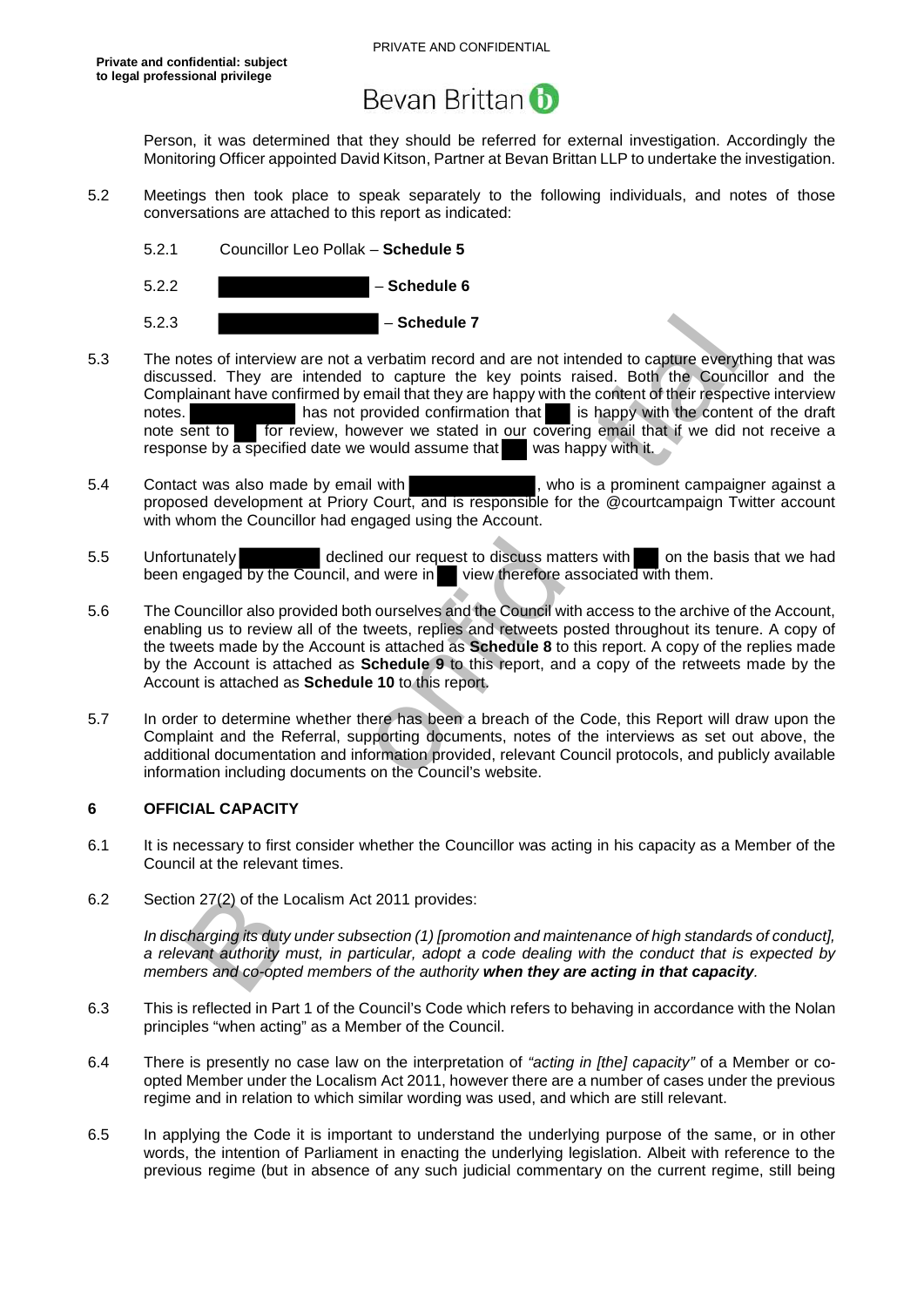Person, it was determined that they should be referred for external investigation. Accordingly the Monitoring Officer appointed David Kitson, Partner at Bevan Brittan LLP to undertake the investigation.

5.2 Meetings then took place to speak separately to the following individuals, and notes of those conversations are attached to this report as indicated:

5.2.1 Councillor Leo Pollak – **Schedule 5**

5.2.2 ██████████ – **Schedule 6**

5.2.3 ██████████ – **Schedule 7**

5.3 The notes of interview are not a verbatim record and are not intended to capture everything that was discussed. They are intended to capture the key points raised. Both the Councillor and the Complainant have confirmed by email that they are happy with the content of their respective interview notes. ██████████ has not provided confirmation that ██ is happy with the content of the draft note sent to ██ for review, however we stated in our covering email that if we did not receive a response by a specified date we would assume that ██ was happy with it.

5.4 Contact was also made by email with ██████████, who is a prominent campaigner against a proposed development at Priory Court, and is responsible for the @courtcampaign Twitter account with whom the Councillor had engaged using the Account.

5.5 Unfortunately ██████████ declined our request to discuss matters with ██ on the basis that we had been engaged by the Council, and were in ██ view therefore associated with them.

5.6 The Councillor also provided both ourselves and the Council with access to the archive of the Account, enabling us to review all of the tweets, replies and retweets posted throughout its tenure. A copy of the tweets made by the Account is attached as **Schedule 8** to this report. A copy of the replies made by the Account is attached as **Schedule 9** to this report, and a copy of the retweets made by the Account is attached as **Schedule 10** to this report.

5.7 In order to determine whether there has been a breach of the Code, this Report will draw upon the Complaint and the Referral, supporting documents, notes of the interviews as set out above, the additional documentation and information provided, relevant Council protocols, and publicly available information including documents on the Council's website.

## 6 OFFICIAL CAPACITY

6.1 It is necessary to first consider whether the Councillor was acting in his capacity as a Member of the Council at the relevant times.

6.2 Section 27(2) of the Localism Act 2011 provides:

*In discharging its duty under subsection (1) [promotion and maintenance of high standards of conduct], a relevant authority must, in particular, adopt a code dealing with the conduct that is expected by members and co-opted members of the authority* ***when they are acting in that capacity****.*

6.3 This is reflected in Part 1 of the Council's Code which refers to behaving in accordance with the Nolan principles "when acting" as a Member of the Council.

6.4 There is presently no case law on the interpretation of *"acting in [the] capacity"* of a Member or co-opted Member under the Localism Act 2011, however there are a number of cases under the previous regime and in relation to which similar wording was used, and which are still relevant.

6.5 In applying the Code it is important to understand the underlying purpose of the same, or in other words, the intention of Parliament in enacting the underlying legislation. Albeit with reference to the previous regime (but in absence of any such judicial commentary on the current regime, still being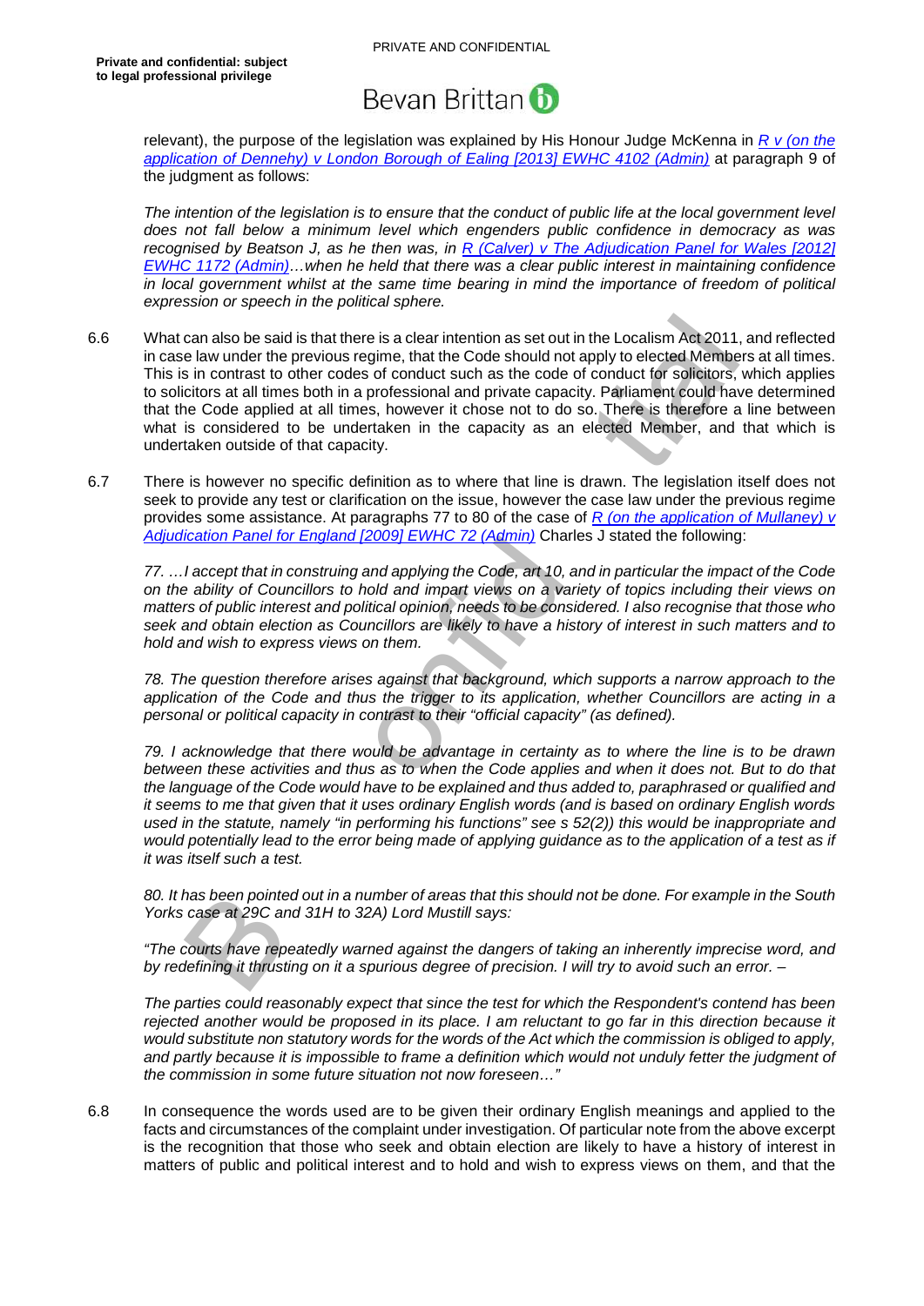relevant), the purpose of the legislation was explained by His Honour Judge McKenna in [R v (on the application of Dennehy) v London Borough of Ealing [2013] EWHC 4102 (Admin)] at paragraph 9 of the judgment as follows:

*The intention of the legislation is to ensure that the conduct of public life at the local government level does not fall below a minimum level which engenders public confidence in democracy as was recognised by Beatson J, as he then was, in [R (Calver) v The Adjudication Panel for Wales [2012] EWHC 1172 (Admin)]…when he held that there was a clear public interest in maintaining confidence in local government whilst at the same time bearing in mind the importance of freedom of political expression or speech in the political sphere.*

6.6 What can also be said is that there is a clear intention as set out in the Localism Act 2011, and reflected in case law under the previous regime, that the Code should not apply to elected Members at all times. This is in contrast to other codes of conduct such as the code of conduct for solicitors, which applies to solicitors at all times both in a professional and private capacity. Parliament could have determined that the Code applied at all times, however it chose not to do so. There is therefore a line between what is considered to be undertaken in the capacity as an elected Member, and that which is undertaken outside of that capacity.

6.7 There is however no specific definition as to where that line is drawn. The legislation itself does not seek to provide any test or clarification on the issue, however the case law under the previous regime provides some assistance. At paragraphs 77 to 80 of the case of [R (on the application of Mullaney) v Adjudication Panel for England [2009] EWHC 72 (Admin)] Charles J stated the following:

*77. …I accept that in construing and applying the Code, art 10, and in particular the impact of the Code on the ability of Councillors to hold and impart views on a variety of topics including their views on matters of public interest and political opinion, needs to be considered. I also recognise that those who seek and obtain election as Councillors are likely to have a history of interest in such matters and to hold and wish to express views on them.*

*78. The question therefore arises against that background, which supports a narrow approach to the application of the Code and thus the trigger to its application, whether Councillors are acting in a personal or political capacity in contrast to their "official capacity" (as defined).*

*79. I acknowledge that there would be advantage in certainty as to where the line is to be drawn between these activities and thus as to when the Code applies and when it does not. But to do that the language of the Code would have to be explained and thus added to, paraphrased or qualified and it seems to me that given that it uses ordinary English words (and is based on ordinary English words used in the statute, namely "in performing his functions" see s 52(2)) this would be inappropriate and would potentially lead to the error being made of applying guidance as to the application of a test as if it was itself such a test.*

*80. It has been pointed out in a number of areas that this should not be done. For example in the South Yorks case at 29C and 31H to 32A) Lord Mustill says:*

*"The courts have repeatedly warned against the dangers of taking an inherently imprecise word, and by redefining it thrusting on it a spurious degree of precision. I will try to avoid such an error. –*

*The parties could reasonably expect that since the test for which the Respondent's contend has been rejected another would be proposed in its place. I am reluctant to go far in this direction because it would substitute non statutory words for the words of the Act which the commission is obliged to apply, and partly because it is impossible to frame a definition which would not unduly fetter the judgment of the commission in some future situation not now foreseen…"*

6.8 In consequence the words used are to be given their ordinary English meanings and applied to the facts and circumstances of the complaint under investigation. Of particular note from the above excerpt is the recognition that those who seek and obtain election are likely to have a history of interest in matters of public and political interest and to hold and wish to express views on them, and that the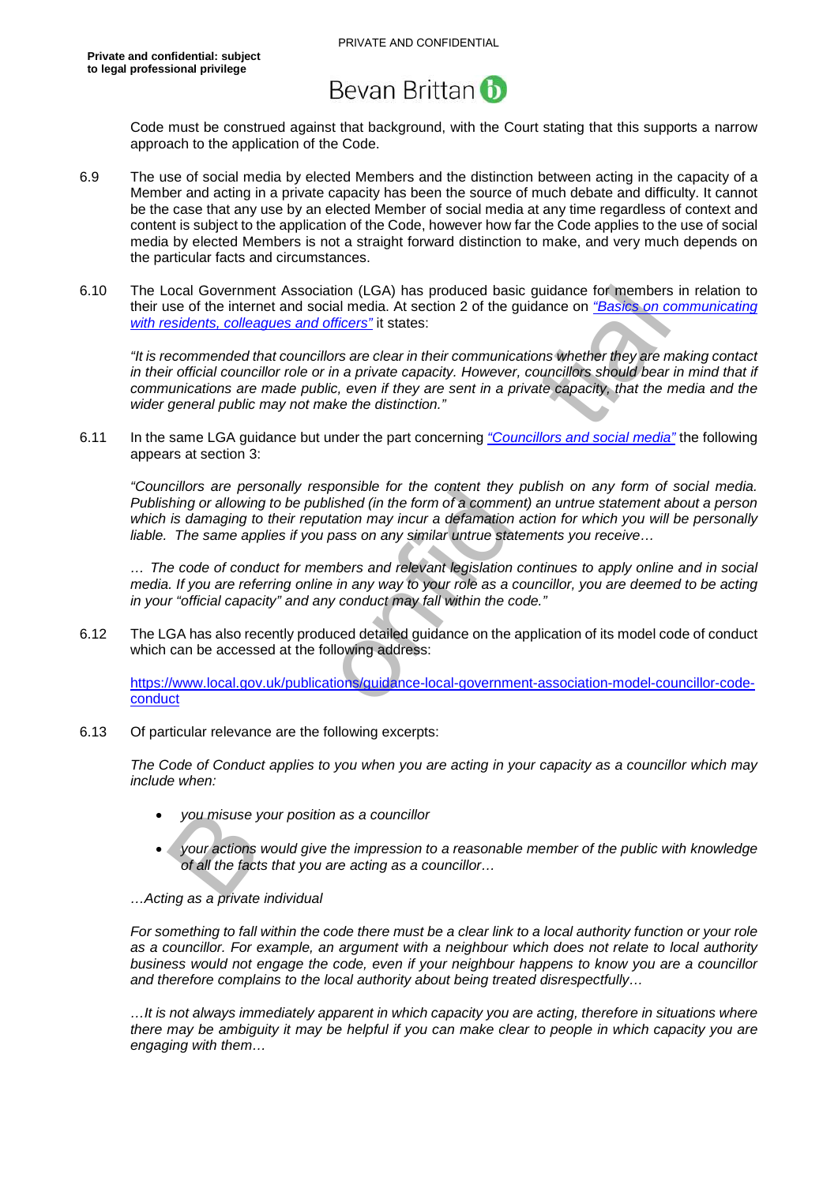Code must be construed against that background, with the Court stating that this supports a narrow approach to the application of the Code.

6.9 The use of social media by elected Members and the distinction between acting in the capacity of a Member and acting in a private capacity has been the source of much debate and difficulty. It cannot be the case that any use by an elected Member of social media at any time regardless of context and content is subject to the application of the Code, however how far the Code applies to the use of social media by elected Members is not a straight forward distinction to make, and very much depends on the particular facts and circumstances.

6.10 The Local Government Association (LGA) has produced basic guidance for members in relation to their use of the internet and social media. At section 2 of the guidance on *"Basics on communicating with residents, colleagues and officers"* it states:

*"It is recommended that councillors are clear in their communications whether they are making contact in their official councillor role or in a private capacity. However, councillors should bear in mind that if communications are made public, even if they are sent in a private capacity, that the media and the wider general public may not make the distinction."*

6.11 In the same LGA guidance but under the part concerning *"Councillors and social media"* the following appears at section 3:

*"Councillors are personally responsible for the content they publish on any form of social media. Publishing or allowing to be published (in the form of a comment) an untrue statement about a person which is damaging to their reputation may incur a defamation action for which you will be personally liable. The same applies if you pass on any similar untrue statements you receive…*

*… The code of conduct for members and relevant legislation continues to apply online and in social media. If you are referring online in any way to your role as a councillor, you are deemed to be acting in your "official capacity" and any conduct may fall within the code."*

6.12 The LGA has also recently produced detailed guidance on the application of its model code of conduct which can be accessed at the following address:

https://www.local.gov.uk/publications/guidance-local-government-association-model-councillor-code-conduct

6.13 Of particular relevance are the following excerpts:

*The Code of Conduct applies to you when you are acting in your capacity as a councillor which may include when:*

- *you misuse your position as a councillor*
- *your actions would give the impression to a reasonable member of the public with knowledge of all the facts that you are acting as a councillor…*

*…Acting as a private individual*

*For something to fall within the code there must be a clear link to a local authority function or your role as a councillor. For example, an argument with a neighbour which does not relate to local authority business would not engage the code, even if your neighbour happens to know you are a councillor and therefore complains to the local authority about being treated disrespectfully…*

*…It is not always immediately apparent in which capacity you are acting, therefore in situations where there may be ambiguity it may be helpful if you can make clear to people in which capacity you are engaging with them…*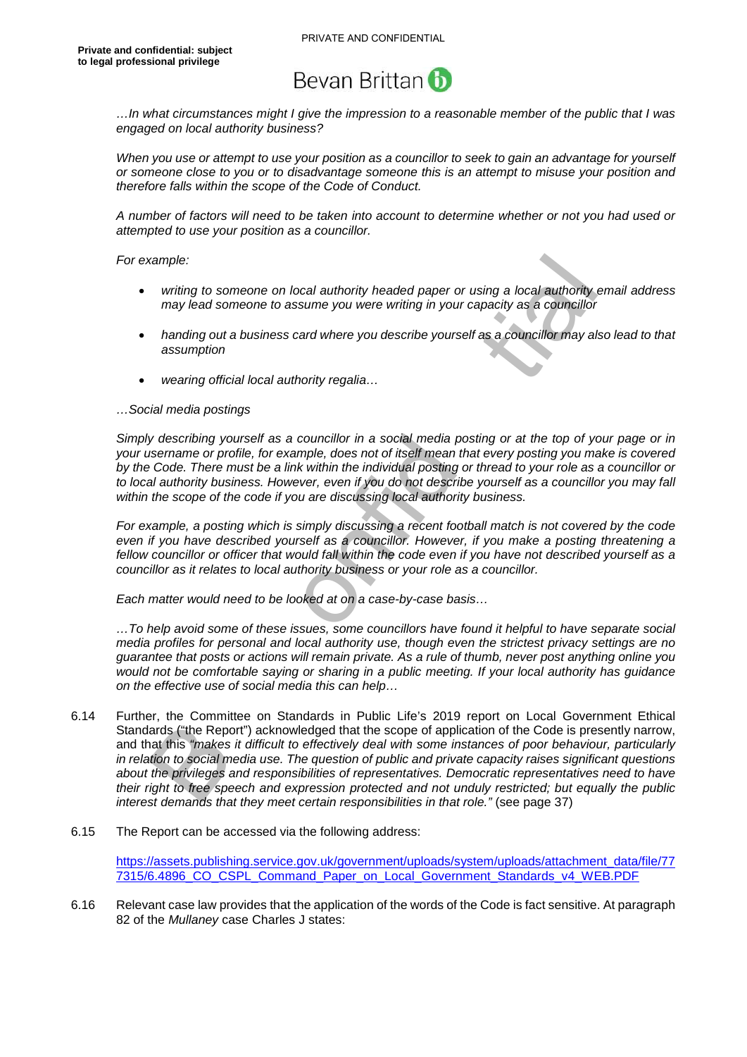*…In what circumstances might I give the impression to a reasonable member of the public that I was engaged on local authority business?*

*When you use or attempt to use your position as a councillor to seek to gain an advantage for yourself or someone close to you or to disadvantage someone this is an attempt to misuse your position and therefore falls within the scope of the Code of Conduct.*

*A number of factors will need to be taken into account to determine whether or not you had used or attempted to use your position as a councillor.*

*For example:*

- *writing to someone on local authority headed paper or using a local authority email address may lead someone to assume you were writing in your capacity as a councillor*
- *handing out a business card where you describe yourself as a councillor may also lead to that assumption*
- *wearing official local authority regalia…*

*…Social media postings*

*Simply describing yourself as a councillor in a social media posting or at the top of your page or in your username or profile, for example, does not of itself mean that every posting you make is covered by the Code. There must be a link within the individual posting or thread to your role as a councillor or to local authority business. However, even if you do not describe yourself as a councillor you may fall within the scope of the code if you are discussing local authority business.*

*For example, a posting which is simply discussing a recent football match is not covered by the code even if you have described yourself as a councillor. However, if you make a posting threatening a fellow councillor or officer that would fall within the code even if you have not described yourself as a councillor as it relates to local authority business or your role as a councillor.*

*Each matter would need to be looked at on a case-by-case basis…*

*…To help avoid some of these issues, some councillors have found it helpful to have separate social media profiles for personal and local authority use, though even the strictest privacy settings are no guarantee that posts or actions will remain private. As a rule of thumb, never post anything online you would not be comfortable saying or sharing in a public meeting. If your local authority has guidance on the effective use of social media this can help…*

6.14 Further, the Committee on Standards in Public Life's 2019 report on Local Government Ethical Standards ("the Report") acknowledged that the scope of application of the Code is presently narrow, and that this *"makes it difficult to effectively deal with some instances of poor behaviour, particularly in relation to social media use. The question of public and private capacity raises significant questions about the privileges and responsibilities of representatives. Democratic representatives need to have their right to free speech and expression protected and not unduly restricted; but equally the public interest demands that they meet certain responsibilities in that role."* (see page 37)

6.15 The Report can be accessed via the following address:

https://assets.publishing.service.gov.uk/government/uploads/system/uploads/attachment_data/file/777315/6.4896_CO_CSPL_Command_Paper_on_Local_Government_Standards_v4_WEB.PDF

6.16 Relevant case law provides that the application of the words of the Code is fact sensitive. At paragraph 82 of the *Mullaney* case Charles J states: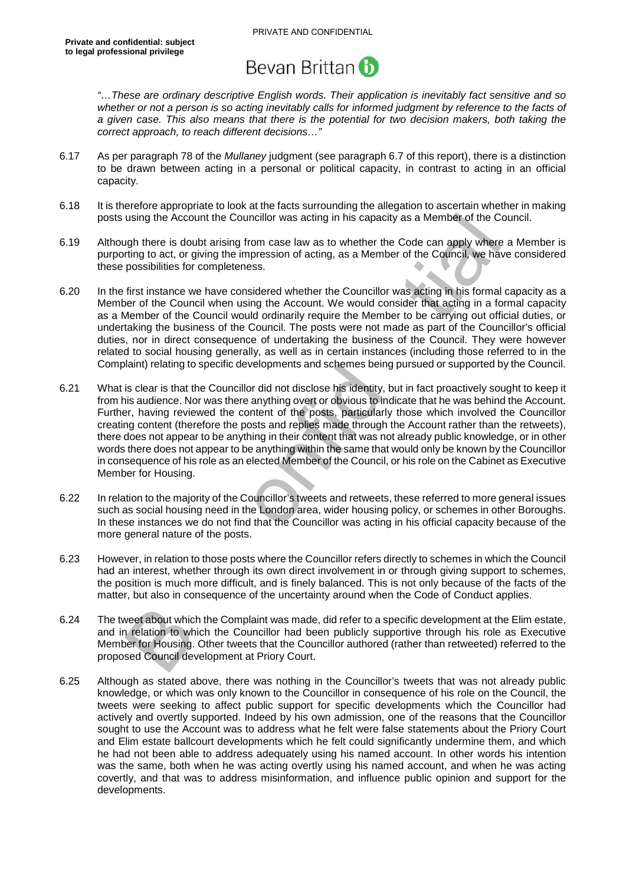*"…These are ordinary descriptive English words. Their application is inevitably fact sensitive and so whether or not a person is so acting inevitably calls for informed judgment by reference to the facts of a given case. This also means that there is the potential for two decision makers, both taking the correct approach, to reach different decisions…"*

6.17 As per paragraph 78 of the *Mullaney* judgment (see paragraph 6.7 of this report), there is a distinction to be drawn between acting in a personal or political capacity, in contrast to acting in an official capacity.

6.18 It is therefore appropriate to look at the facts surrounding the allegation to ascertain whether in making posts using the Account the Councillor was acting in his capacity as a Member of the Council.

6.19 Although there is doubt arising from case law as to whether the Code can apply where a Member is purporting to act, or giving the impression of acting, as a Member of the Council, we have considered these possibilities for completeness.

6.20 In the first instance we have considered whether the Councillor was acting in his formal capacity as a Member of the Council when using the Account. We would consider that acting in a formal capacity as a Member of the Council would ordinarily require the Member to be carrying out official duties, or undertaking the business of the Council. The posts were not made as part of the Councillor's official duties, nor in direct consequence of undertaking the business of the Council. They were however related to social housing generally, as well as in certain instances (including those referred to in the Complaint) relating to specific developments and schemes being pursued or supported by the Council.

6.21 What is clear is that the Councillor did not disclose his identity, but in fact proactively sought to keep it from his audience. Nor was there anything overt or obvious to indicate that he was behind the Account. Further, having reviewed the content of the posts, particularly those which involved the Councillor creating content (therefore the posts and replies made through the Account rather than the retweets), there does not appear to be anything in their content that was not already public knowledge, or in other words there does not appear to be anything within the same that would only be known by the Councillor in consequence of his role as an elected Member of the Council, or his role on the Cabinet as Executive Member for Housing.

6.22 In relation to the majority of the Councillor's tweets and retweets, these referred to more general issues such as social housing need in the London area, wider housing policy, or schemes in other Boroughs. In these instances we do not find that the Councillor was acting in his official capacity because of the more general nature of the posts.

6.23 However, in relation to those posts where the Councillor refers directly to schemes in which the Council had an interest, whether through its own direct involvement in or through giving support to schemes, the position is much more difficult, and is finely balanced. This is not only because of the facts of the matter, but also in consequence of the uncertainty around when the Code of Conduct applies.

6.24 The tweet about which the Complaint was made, did refer to a specific development at the Elim estate, and in relation to which the Councillor had been publicly supportive through his role as Executive Member for Housing. Other tweets that the Councillor authored (rather than retweeted) referred to the proposed Council development at Priory Court.

6.25 Although as stated above, there was nothing in the Councillor's tweets that was not already public knowledge, or which was only known to the Councillor in consequence of his role on the Council, the tweets were seeking to affect public support for specific developments which the Councillor had actively and overtly supported. Indeed by his own admission, one of the reasons that the Councillor sought to use the Account was to address what he felt were false statements about the Priory Court and Elim estate ballcourt developments which he felt could significantly undermine them, and which he had not been able to address adequately using his named account. In other words his intention was the same, both when he was acting overtly using his named account, and when he was acting covertly, and that was to address misinformation, and influence public opinion and support for the developments.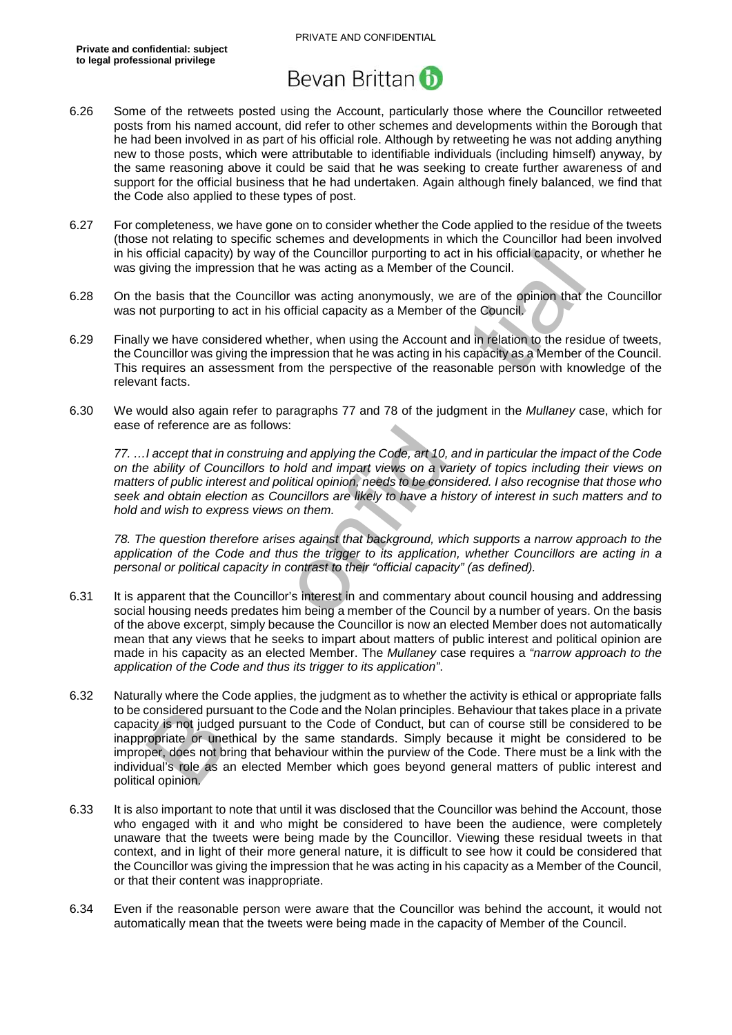6.26 Some of the retweets posted using the Account, particularly those where the Councillor retweeted posts from his named account, did refer to other schemes and developments within the Borough that he had been involved in as part of his official role. Although by retweeting he was not adding anything new to those posts, which were attributable to identifiable individuals (including himself) anyway, by the same reasoning above it could be said that he was seeking to create further awareness of and support for the official business that he had undertaken. Again although finely balanced, we find that the Code also applied to these types of post.

6.27 For completeness, we have gone on to consider whether the Code applied to the residue of the tweets (those not relating to specific schemes and developments in which the Councillor had been involved in his official capacity) by way of the Councillor purporting to act in his official capacity, or whether he was giving the impression that he was acting as a Member of the Council.

6.28 On the basis that the Councillor was acting anonymously, we are of the opinion that the Councillor was not purporting to act in his official capacity as a Member of the Council.

6.29 Finally we have considered whether, when using the Account and in relation to the residue of tweets, the Councillor was giving the impression that he was acting in his capacity as a Member of the Council. This requires an assessment from the perspective of the reasonable person with knowledge of the relevant facts.

6.30 We would also again refer to paragraphs 77 and 78 of the judgment in the *Mullaney* case, which for ease of reference are as follows:

*77. …I accept that in construing and applying the Code, art 10, and in particular the impact of the Code on the ability of Councillors to hold and impart views on a variety of topics including their views on matters of public interest and political opinion, needs to be considered. I also recognise that those who seek and obtain election as Councillors are likely to have a history of interest in such matters and to hold and wish to express views on them.*

*78. The question therefore arises against that background, which supports a narrow approach to the application of the Code and thus the trigger to its application, whether Councillors are acting in a personal or political capacity in contrast to their "official capacity" (as defined).*

6.31 It is apparent that the Councillor's interest in and commentary about council housing and addressing social housing needs predates him being a member of the Council by a number of years. On the basis of the above excerpt, simply because the Councillor is now an elected Member does not automatically mean that any views that he seeks to impart about matters of public interest and political opinion are made in his capacity as an elected Member. The *Mullaney* case requires a *"narrow approach to the application of the Code and thus its trigger to its application"*.

6.32 Naturally where the Code applies, the judgment as to whether the activity is ethical or appropriate falls to be considered pursuant to the Code and the Nolan principles. Behaviour that takes place in a private capacity is not judged pursuant to the Code of Conduct, but can of course still be considered to be inappropriate or unethical by the same standards. Simply because it might be considered to be improper, does not bring that behaviour within the purview of the Code. There must be a link with the individual's role as an elected Member which goes beyond general matters of public interest and political opinion.

6.33 It is also important to note that until it was disclosed that the Councillor was behind the Account, those who engaged with it and who might be considered to have been the audience, were completely unaware that the tweets were being made by the Councillor. Viewing these residual tweets in that context, and in light of their more general nature, it is difficult to see how it could be considered that the Councillor was giving the impression that he was acting in his capacity as a Member of the Council, or that their content was inappropriate.

6.34 Even if the reasonable person were aware that the Councillor was behind the account, it would not automatically mean that the tweets were being made in the capacity of Member of the Council.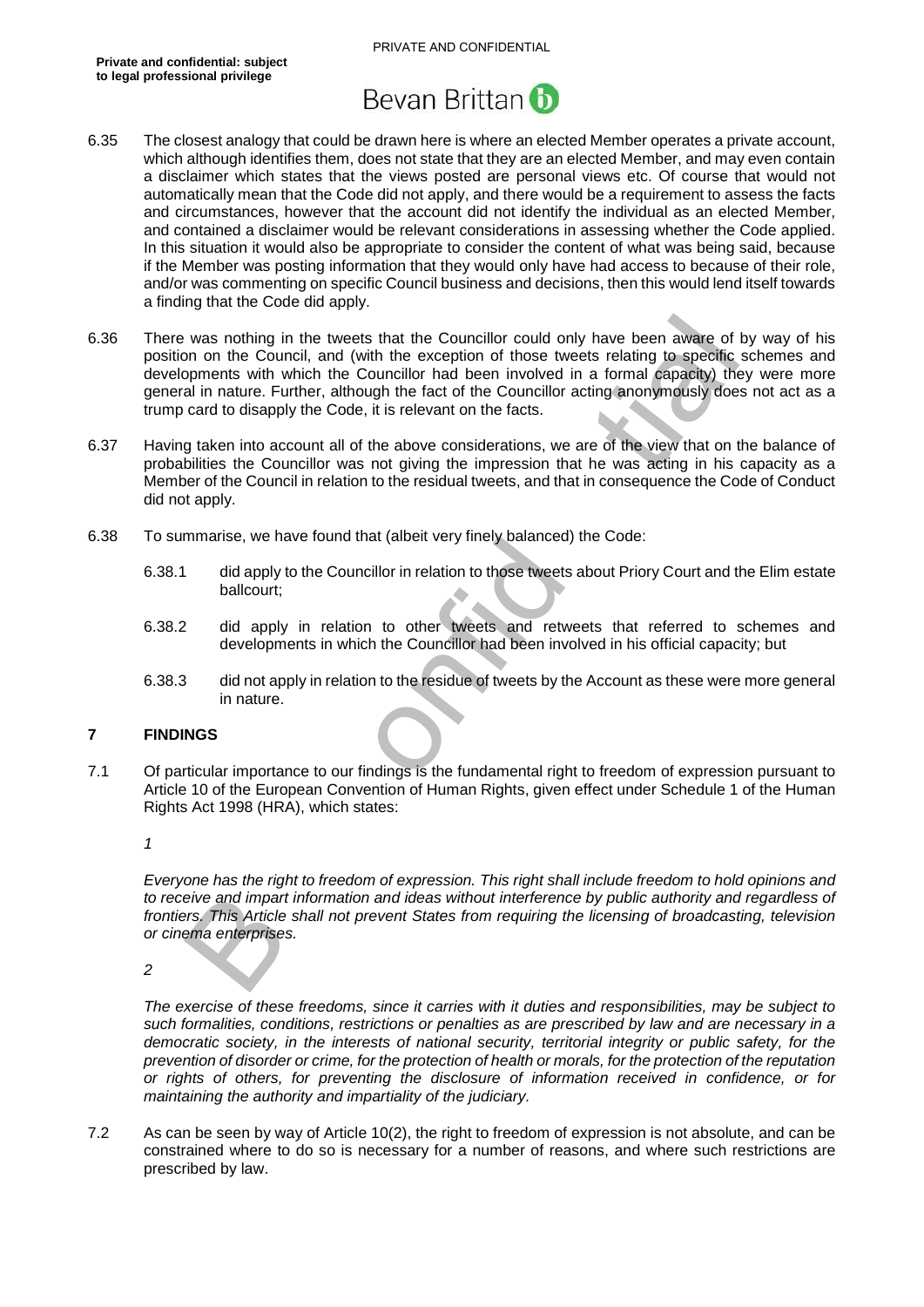6.35 The closest analogy that could be drawn here is where an elected Member operates a private account, which although identifies them, does not state that they are an elected Member, and may even contain a disclaimer which states that the views posted are personal views etc. Of course that would not automatically mean that the Code did not apply, and there would be a requirement to assess the facts and circumstances, however that the account did not identify the individual as an elected Member, and contained a disclaimer would be relevant considerations in assessing whether the Code applied. In this situation it would also be appropriate to consider the content of what was being said, because if the Member was posting information that they would only have had access to because of their role, and/or was commenting on specific Council business and decisions, then this would lend itself towards a finding that the Code did apply.

6.36 There was nothing in the tweets that the Councillor could only have been aware of by way of his position on the Council, and (with the exception of those tweets relating to specific schemes and developments with which the Councillor had been involved in a formal capacity) they were more general in nature. Further, although the fact of the Councillor acting anonymously does not act as a trump card to disapply the Code, it is relevant on the facts.

6.37 Having taken into account all of the above considerations, we are of the view that on the balance of probabilities the Councillor was not giving the impression that he was acting in his capacity as a Member of the Council in relation to the residual tweets, and that in consequence the Code of Conduct did not apply.

6.38 To summarise, we have found that (albeit very finely balanced) the Code:

6.38.1 did apply to the Councillor in relation to those tweets about Priory Court and the Elim estate ballcourt;

6.38.2 did apply in relation to other tweets and retweets that referred to schemes and developments in which the Councillor had been involved in his official capacity; but

6.38.3 did not apply in relation to the residue of tweets by the Account as these were more general in nature.

## 7 FINDINGS

7.1 Of particular importance to our findings is the fundamental right to freedom of expression pursuant to Article 10 of the European Convention of Human Rights, given effect under Schedule 1 of the Human Rights Act 1998 (HRA), which states:

*1*

*Everyone has the right to freedom of expression. This right shall include freedom to hold opinions and to receive and impart information and ideas without interference by public authority and regardless of frontiers. This Article shall not prevent States from requiring the licensing of broadcasting, television or cinema enterprises.*

*2*

*The exercise of these freedoms, since it carries with it duties and responsibilities, may be subject to such formalities, conditions, restrictions or penalties as are prescribed by law and are necessary in a democratic society, in the interests of national security, territorial integrity or public safety, for the prevention of disorder or crime, for the protection of health or morals, for the protection of the reputation or rights of others, for preventing the disclosure of information received in confidence, or for maintaining the authority and impartiality of the judiciary.*

7.2 As can be seen by way of Article 10(2), the right to freedom of expression is not absolute, and can be constrained where to do so is necessary for a number of reasons, and where such restrictions are prescribed by law.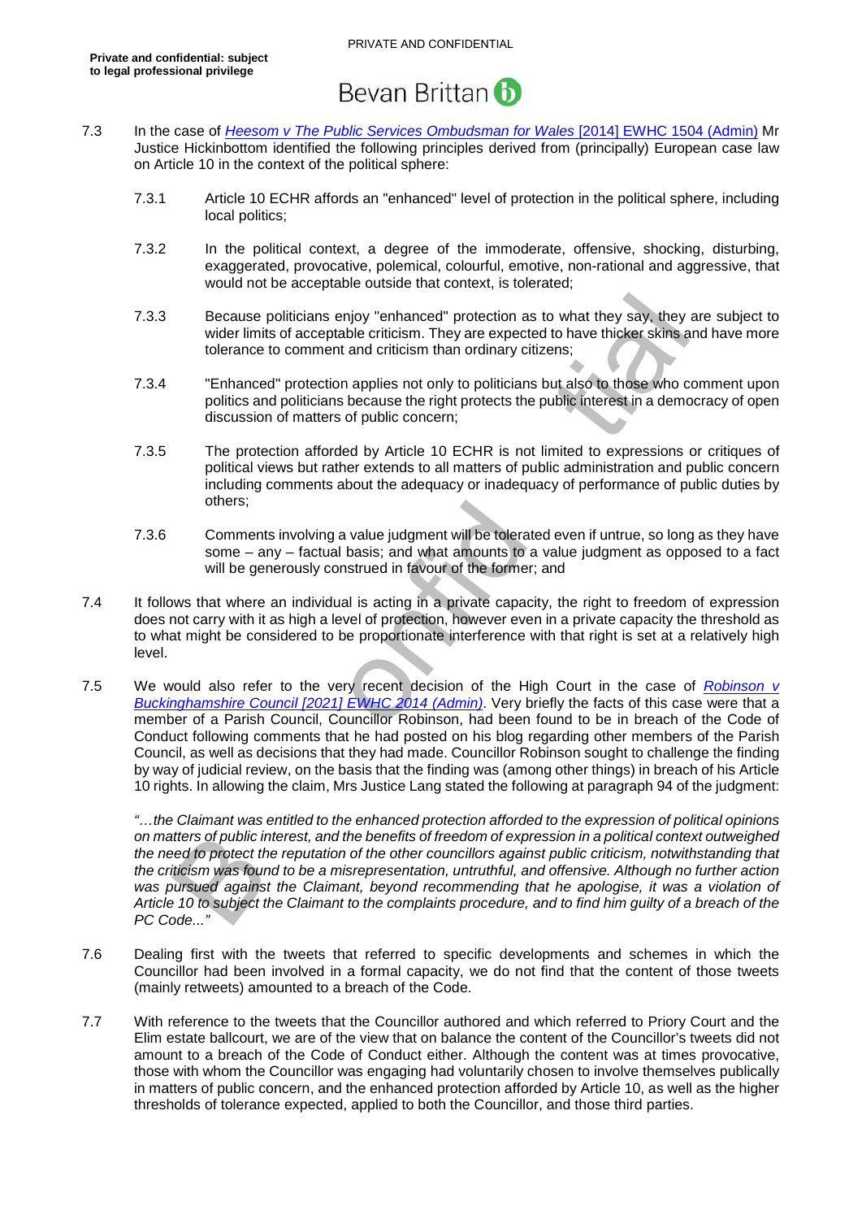7.3 In the case of [*Heesom v The Public Services Ombudsman for Wales* [2014] EWHC 1504 (Admin)] Mr Justice Hickinbottom identified the following principles derived from (principally) European case law on Article 10 in the context of the political sphere:

7.3.1 Article 10 ECHR affords an "enhanced" level of protection in the political sphere, including local politics;

7.3.2 In the political context, a degree of the immoderate, offensive, shocking, disturbing, exaggerated, provocative, polemical, colourful, emotive, non-rational and aggressive, that would not be acceptable outside that context, is tolerated;

7.3.3 Because politicians enjoy "enhanced" protection as to what they say, they are subject to wider limits of acceptable criticism. They are expected to have thicker skins and have more tolerance to comment and criticism than ordinary citizens;

7.3.4 "Enhanced" protection applies not only to politicians but also to those who comment upon politics and politicians because the right protects the public interest in a democracy of open discussion of matters of public concern;

7.3.5 The protection afforded by Article 10 ECHR is not limited to expressions or critiques of political views but rather extends to all matters of public administration and public concern including comments about the adequacy or inadequacy of performance of public duties by others;

7.3.6 Comments involving a value judgment will be tolerated even if untrue, so long as they have some – any – factual basis; and what amounts to a value judgment as opposed to a fact will be generously construed in favour of the former; and

7.4 It follows that where an individual is acting in a private capacity, the right to freedom of expression does not carry with it as high a level of protection, however even in a private capacity the threshold as to what might be considered to be proportionate interference with that right is set at a relatively high level.

7.5 We would also refer to the very recent decision of the High Court in the case of [*Robinson v Buckinghamshire Council [2021] EWHC 2014 (Admin)*]. Very briefly the facts of this case were that a member of a Parish Council, Councillor Robinson, had been found to be in breach of the Code of Conduct following comments that he had posted on his blog regarding other members of the Parish Council, as well as decisions that they had made. Councillor Robinson sought to challenge the finding by way of judicial review, on the basis that the finding was (among other things) in breach of his Article 10 rights. In allowing the claim, Mrs Justice Lang stated the following at paragraph 94 of the judgment:

*"…the Claimant was entitled to the enhanced protection afforded to the expression of political opinions on matters of public interest, and the benefits of freedom of expression in a political context outweighed the need to protect the reputation of the other councillors against public criticism, notwithstanding that the criticism was found to be a misrepresentation, untruthful, and offensive. Although no further action was pursued against the Claimant, beyond recommending that he apologise, it was a violation of Article 10 to subject the Claimant to the complaints procedure, and to find him guilty of a breach of the PC Code..."*

7.6 Dealing first with the tweets that referred to specific developments and schemes in which the Councillor had been involved in a formal capacity, we do not find that the content of those tweets (mainly retweets) amounted to a breach of the Code.

7.7 With reference to the tweets that the Councillor authored and which referred to Priory Court and the Elim estate ballcourt, we are of the view that on balance the content of the Councillor's tweets did not amount to a breach of the Code of Conduct either. Although the content was at times provocative, those with whom the Councillor was engaging had voluntarily chosen to involve themselves publically in matters of public concern, and the enhanced protection afforded by Article 10, as well as the higher thresholds of tolerance expected, applied to both the Councillor, and those third parties.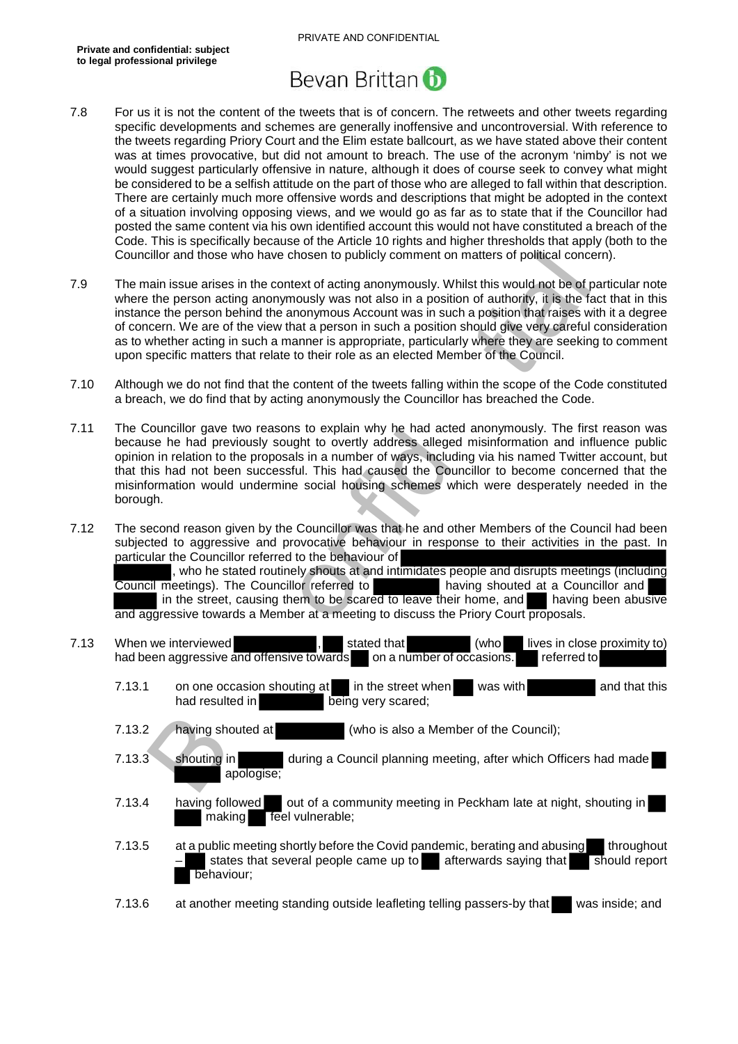7.8 For us it is not the content of the tweets that is of concern. The retweets and other tweets regarding specific developments and schemes are generally inoffensive and uncontroversial. With reference to the tweets regarding Priory Court and the Elim estate ballcourt, as we have stated above their content was at times provocative, but did not amount to breach. The use of the acronym 'nimby' is not we would suggest particularly offensive in nature, although it does of course seek to convey what might be considered to be a selfish attitude on the part of those who are alleged to fall within that description. There are certainly much more offensive words and descriptions that might be adopted in the context of a situation involving opposing views, and we would go as far as to state that if the Councillor had posted the same content via his own identified account this would not have constituted a breach of the Code. This is specifically because of the Article 10 rights and higher thresholds that apply (both to the Councillor and those who have chosen to publicly comment on matters of political concern).

7.9 The main issue arises in the context of acting anonymously. Whilst this would not be of particular note where the person acting anonymously was not also in a position of authority, it is the fact that in this instance the person behind the anonymous Account was in such a position that raises with it a degree of concern. We are of the view that a person in such a position should give very careful consideration as to whether acting in such a manner is appropriate, particularly where they are seeking to comment upon specific matters that relate to their role as an elected Member of the Council.

7.10 Although we do not find that the content of the tweets falling within the scope of the Code constituted a breach, we do find that by acting anonymously the Councillor has breached the Code.

7.11 The Councillor gave two reasons to explain why he had acted anonymously. The first reason was because he had previously sought to overtly address alleged misinformation and influence public opinion in relation to the proposals in a number of ways, including via his named Twitter account, but that this had not been successful. This had caused the Councillor to become concerned that the misinformation would undermine social housing schemes which were desperately needed in the borough.

7.12 The second reason given by the Councillor was that he and other Members of the Council had been subjected to aggressive and provocative behaviour in response to their activities in the past. In particular the Councillor referred to the behaviour of [REDACTED], who he stated routinely shouts at and intimidates people and disrupts meetings (including Council meetings). The Councillor referred to [REDACTED] having shouted at a Councillor and [REDACTED] in the street, causing them to be scared to leave their home, and [REDACTED] having been abusive and aggressive towards a Member at a meeting to discuss the Priory Court proposals.

7.13 When we interviewed [REDACTED], [REDACTED] stated that [REDACTED] (who [REDACTED] lives in close proximity to) had been aggressive and offensive towards [REDACTED] on a number of occasions. [REDACTED] referred to [REDACTED]

7.13.1 on one occasion shouting at [REDACTED] in the street when [REDACTED] was with [REDACTED] and that this had resulted in [REDACTED] being very scared;

7.13.2 having shouted at [REDACTED] (who is also a Member of the Council);

7.13.3 shouting in [REDACTED] during a Council planning meeting, after which Officers had made [REDACTED] apologise;

7.13.4 having followed [REDACTED] out of a community meeting in Peckham late at night, shouting in [REDACTED] making [REDACTED] feel vulnerable;

7.13.5 at a public meeting shortly before the Covid pandemic, berating and abusing [REDACTED] throughout – [REDACTED] states that several people came up to [REDACTED] afterwards saying that [REDACTED] should report [REDACTED] behaviour;

7.13.6 at another meeting standing outside leafleting telling passers-by that [REDACTED] was inside; and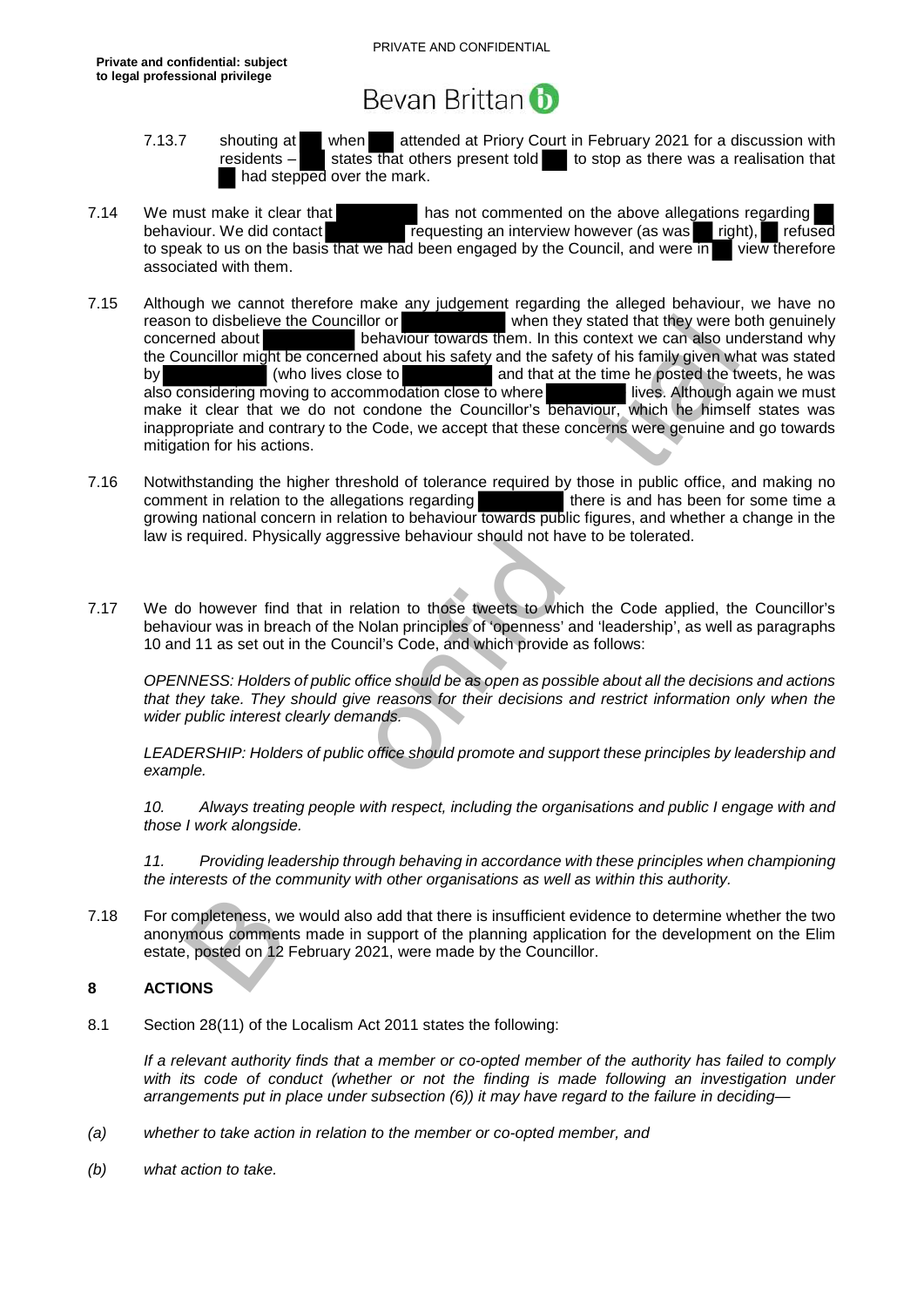Private and confidential: subject to legal professional privilege

7.13.7 shouting at ██ when ██ attended at Priory Court in February 2021 for a discussion with residents – ██ states that others present told ██ to stop as there was a realisation that ██ had stepped over the mark.

7.14 We must make it clear that ████████ has not commented on the above allegations regarding ██ behaviour. We did contact ████████ requesting an interview however (as was ██ right), ██ refused to speak to us on the basis that we had been engaged by the Council, and were in ██ view therefore associated with them.

7.15 Although we cannot therefore make any judgement regarding the alleged behaviour, we have no reason to disbelieve the Councillor or ████████ when they stated that they were both genuinely concerned about ████████ behaviour towards them. In this context we can also understand why the Councillor might be concerned about his safety and the safety of his family given what was stated by ████████ (who lives close to ████████ and that at the time he posted the tweets, he was also considering moving to accommodation close to where ████████ lives. Although again we must make it clear that we do not condone the Councillor's behaviour, which he himself states was inappropriate and contrary to the Code, we accept that these concerns were genuine and go towards mitigation for his actions.

7.16 Notwithstanding the higher threshold of tolerance required by those in public office, and making no comment in relation to the allegations regarding ████████ there is and has been for some time a growing national concern in relation to behaviour towards public figures, and whether a change in the law is required. Physically aggressive behaviour should not have to be tolerated.

7.17 We do however find that in relation to those tweets to which the Code applied, the Councillor's behaviour was in breach of the Nolan principles of 'openness' and 'leadership', as well as paragraphs 10 and 11 as set out in the Council's Code, and which provide as follows:

*OPENNESS: Holders of public office should be as open as possible about all the decisions and actions that they take. They should give reasons for their decisions and restrict information only when the wider public interest clearly demands.*

*LEADERSHIP: Holders of public office should promote and support these principles by leadership and example.*

*10. Always treating people with respect, including the organisations and public I engage with and those I work alongside.*

*11. Providing leadership through behaving in accordance with these principles when championing the interests of the community with other organisations as well as within this authority.*

7.18 For completeness, we would also add that there is insufficient evidence to determine whether the two anonymous comments made in support of the planning application for the development on the Elim estate, posted on 12 February 2021, were made by the Councillor.

## 8 ACTIONS

8.1 Section 28(11) of the Localism Act 2011 states the following:

*If a relevant authority finds that a member or co-opted member of the authority has failed to comply with its code of conduct (whether or not the finding is made following an investigation under arrangements put in place under subsection (6)) it may have regard to the failure in deciding—*

*(a) whether to take action in relation to the member or co-opted member, and*

*(b) what action to take.*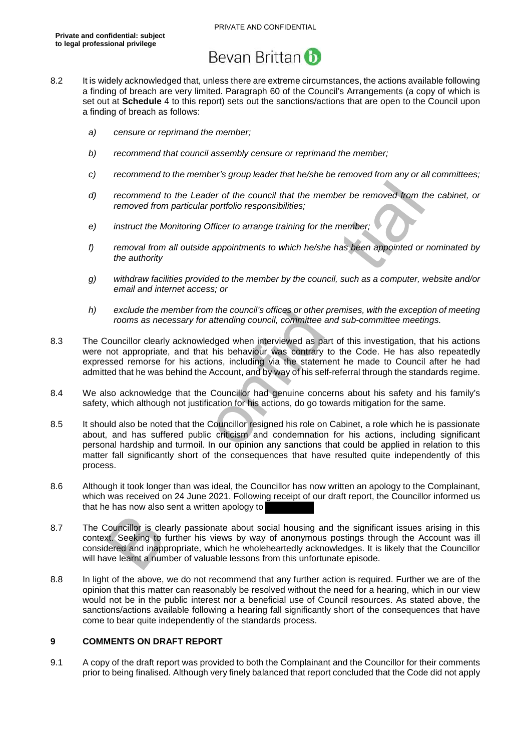8.2 It is widely acknowledged that, unless there are extreme circumstances, the actions available following a finding of breach are very limited. Paragraph 60 of the Council's Arrangements (a copy of which is set out at **Schedule** 4 to this report) sets out the sanctions/actions that are open to the Council upon a finding of breach as follows:

   a) *censure or reprimand the member;*

   b) *recommend that council assembly censure or reprimand the member;*

   c) *recommend to the member's group leader that he/she be removed from any or all committees;*

   d) *recommend to the Leader of the council that the member be removed from the cabinet, or removed from particular portfolio responsibilities;*

   e) *instruct the Monitoring Officer to arrange training for the member;*

   f) *removal from all outside appointments to which he/she has been appointed or nominated by the authority*

   g) *withdraw facilities provided to the member by the council, such as a computer, website and/or email and internet access; or*

   h) *exclude the member from the council's offices or other premises, with the exception of meeting rooms as necessary for attending council, committee and sub-committee meetings.*

8.3 The Councillor clearly acknowledged when interviewed as part of this investigation, that his actions were not appropriate, and that his behaviour was contrary to the Code. He has also repeatedly expressed remorse for his actions, including via the statement he made to Council after he had admitted that he was behind the Account, and by way of his self-referral through the standards regime.

8.4 We also acknowledge that the Councillor had genuine concerns about his safety and his family's safety, which although not justification for his actions, do go towards mitigation for the same.

8.5 It should also be noted that the Councillor resigned his role on Cabinet, a role which he is passionate about, and has suffered public criticism and condemnation for his actions, including significant personal hardship and turmoil. In our opinion any sanctions that could be applied in relation to this matter fall significantly short of the consequences that have resulted quite independently of this process.

8.6 Although it took longer than was ideal, the Councillor has now written an apology to the Complainant, which was received on 24 June 2021. Following receipt of our draft report, the Councillor informed us that he has now also sent a written apology to ████████

8.7 The Councillor is clearly passionate about social housing and the significant issues arising in this context. Seeking to further his views by way of anonymous postings through the Account was ill considered and inappropriate, which he wholeheartedly acknowledges. It is likely that the Councillor will have learnt a number of valuable lessons from this unfortunate episode.

8.8 In light of the above, we do not recommend that any further action is required. Further we are of the opinion that this matter can reasonably be resolved without the need for a hearing, which in our view would not be in the public interest nor a beneficial use of Council resources. As stated above, the sanctions/actions available following a hearing fall significantly short of the consequences that have come to bear quite independently of the standards process.

## 9 COMMENTS ON DRAFT REPORT

9.1 A copy of the draft report was provided to both the Complainant and the Councillor for their comments prior to being finalised. Although very finely balanced that report concluded that the Code did not apply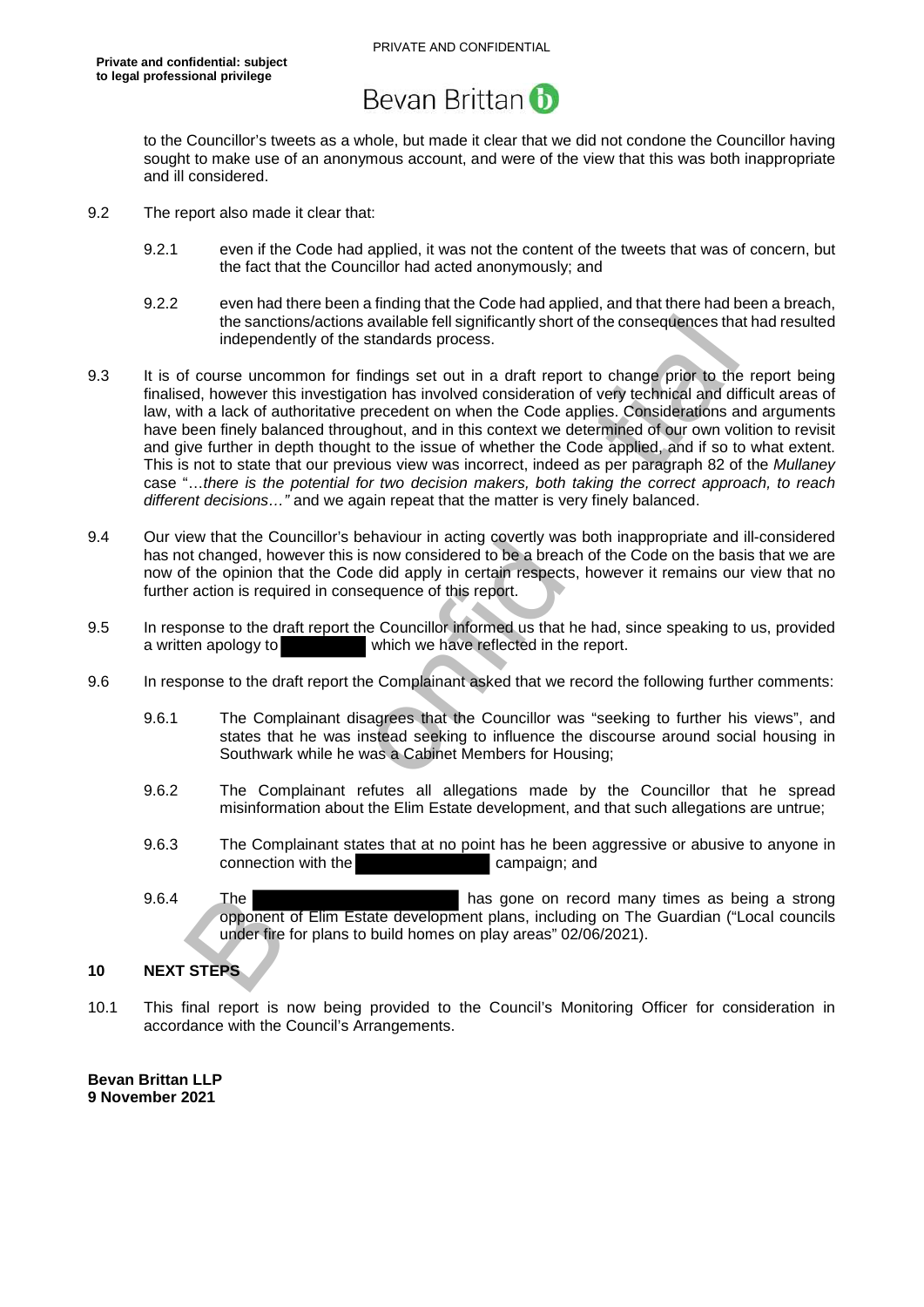to the Councillor's tweets as a whole, but made it clear that we did not condone the Councillor having sought to make use of an anonymous account, and were of the view that this was both inappropriate and ill considered.

9.2 The report also made it clear that:

9.2.1 even if the Code had applied, it was not the content of the tweets that was of concern, but the fact that the Councillor had acted anonymously; and

9.2.2 even had there been a finding that the Code had applied, and that there had been a breach, the sanctions/actions available fell significantly short of the consequences that had resulted independently of the standards process.

9.3 It is of course uncommon for findings set out in a draft report to change prior to the report being finalised, however this investigation has involved consideration of very technical and difficult areas of law, with a lack of authoritative precedent on when the Code applies. Considerations and arguments have been finely balanced throughout, and in this context we determined of our own volition to revisit and give further in depth thought to the issue of whether the Code applied, and if so to what extent. This is not to state that our previous view was incorrect, indeed as per paragraph 82 of the *Mullaney* case "*…there is the potential for two decision makers, both taking the correct approach, to reach different decisions…"* and we again repeat that the matter is very finely balanced.

9.4 Our view that the Councillor's behaviour in acting covertly was both inappropriate and ill-considered has not changed, however this is now considered to be a breach of the Code on the basis that we are now of the opinion that the Code did apply in certain respects, however it remains our view that no further action is required in consequence of this report.

9.5 In response to the draft report the Councillor informed us that he had, since speaking to us, provided a written apology to ██████ which we have reflected in the report.

9.6 In response to the draft report the Complainant asked that we record the following further comments:

9.6.1 The Complainant disagrees that the Councillor was "seeking to further his views", and states that he was instead seeking to influence the discourse around social housing in Southwark while he was a Cabinet Members for Housing;

9.6.2 The Complainant refutes all allegations made by the Councillor that he spread misinformation about the Elim Estate development, and that such allegations are untrue;

9.6.3 The Complainant states that at no point has he been aggressive or abusive to anyone in connection with the ██████████ campaign; and

9.6.4 The ██████████████ has gone on record many times as being a strong opponent of Elim Estate development plans, including on The Guardian ("Local councils under fire for plans to build homes on play areas" 02/06/2021).

## 10 NEXT STEPS

10.1 This final report is now being provided to the Council's Monitoring Officer for consideration in accordance with the Council's Arrangements.

**Bevan Brittan LLP**
**9 November 2021**